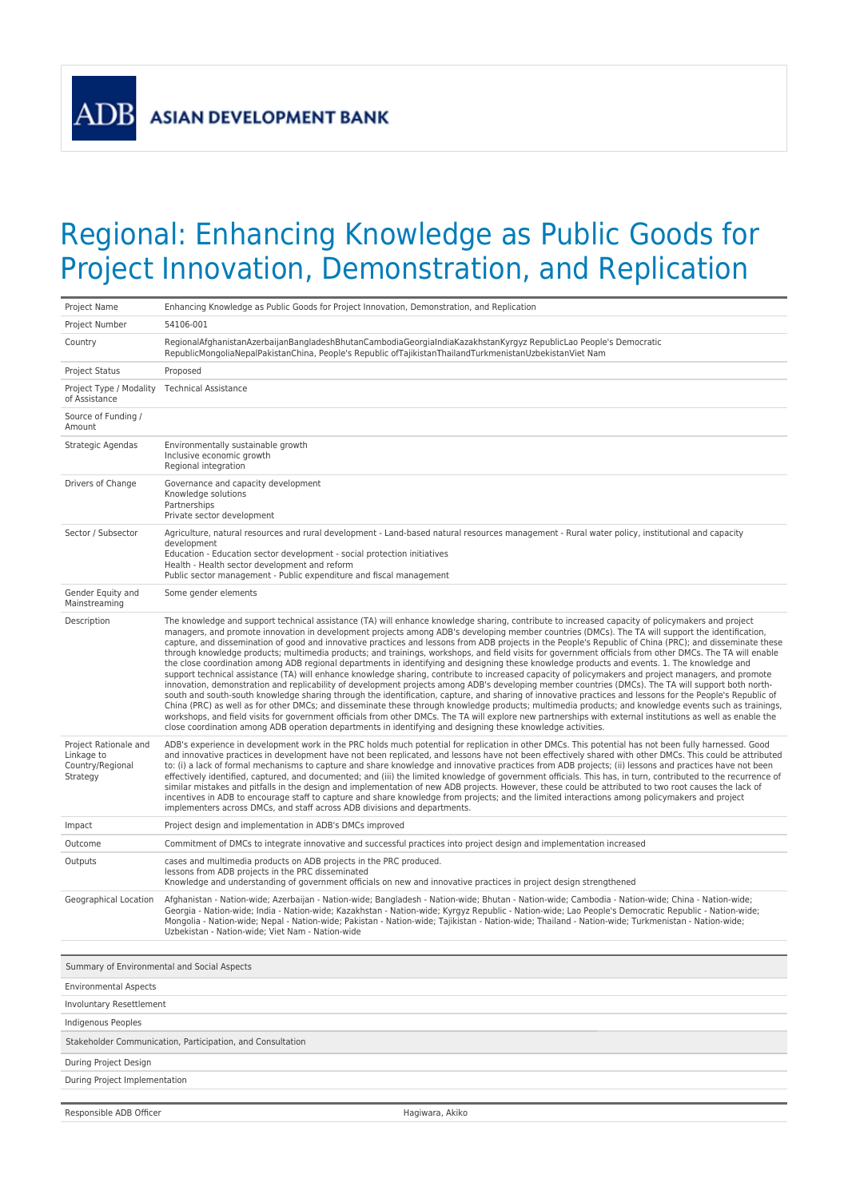ADB ASIAN DEVELOPMENT BANK

# Regional: Enhancing Knowledge as Public Goods for Project Innovation, Demonstration, and Replication

| | |
|---|---|
| Project Name | Enhancing Knowledge as Public Goods for Project Innovation, Demonstration, and Replication |
| Project Number | 54106-001 |
| Country | RegionalAfghanistanAzerbaijanBangladeshBhutanCambodiaGeorgiaIndiaKazakhstanKyrgyz RepublicLao People's Democratic RepublicMongoliaNepalPakistanChina, People's Republic ofTajikistanThailandTurkmenistanUzbekistanViet Nam |
| Project Status | Proposed |
| Project Type / Modality of Assistance | Technical Assistance |
| Source of Funding / Amount | |
| Strategic Agendas | Environmentally sustainable growth<br>Inclusive economic growth<br>Regional integration |
| Drivers of Change | Governance and capacity development<br>Knowledge solutions<br>Partnerships<br>Private sector development |
| Sector / Subsector | Agriculture, natural resources and rural development - Land-based natural resources management - Rural water policy, institutional and capacity development<br>Education - Education sector development - social protection initiatives<br>Health - Health sector development and reform<br>Public sector management - Public expenditure and fiscal management |
| Gender Equity and Mainstreaming | Some gender elements |
| Description | The knowledge and support technical assistance (TA) will enhance knowledge sharing, contribute to increased capacity of policymakers and project managers, and promote innovation in development projects among ADB's developing member countries (DMCs). The TA will support the identification, capture, and dissemination of good and innovative practices and lessons from ADB projects in the People's Republic of China (PRC); and disseminate these through knowledge products; multimedia products; and trainings, workshops, and field visits for government officials from other DMCs. The TA will enable the close coordination among ADB regional departments in identifying and designing these knowledge products and events. 1. The knowledge and support technical assistance (TA) will enhance knowledge sharing, contribute to increased capacity of policymakers and project managers, and promote innovation, demonstration and replicability of development projects among ADB's developing member countries (DMCs). The TA will support both north-south and south-south knowledge sharing through the identification, capture, and sharing of innovative practices and lessons for the People's Republic of China (PRC) as well as for other DMCs; and disseminate these through knowledge products; multimedia products; and knowledge events such as trainings, workshops, and field visits for government officials from other DMCs. The TA will explore new partnerships with external institutions as well as enable the close coordination among ADB operation departments in identifying and designing these knowledge activities. |
| Project Rationale and Linkage to Country/Regional Strategy | ADB's experience in development work in the PRC holds much potential for replication in other DMCs. This potential has not been fully harnessed. Good and innovative practices in development have not been replicated, and lessons have not been effectively shared with other DMCs. This could be attributed to: (i) a lack of formal mechanisms to capture and share knowledge and innovative practices from ADB projects; (ii) lessons and practices have not been effectively identified, captured, and documented; and (iii) the limited knowledge of government officials. This has, in turn, contributed to the recurrence of similar mistakes and pitfalls in the design and implementation of new ADB projects. However, these could be attributed to two root causes the lack of incentives in ADB to encourage staff to capture and share knowledge from projects; and the limited interactions among policymakers and project implementers across DMCs, and staff across ADB divisions and departments. |
| Impact | Project design and implementation in ADB's DMCs improved |
| Outcome | Commitment of DMCs to integrate innovative and successful practices into project design and implementation increased |
| Outputs | cases and multimedia products on ADB projects in the PRC produced.<br>lessons from ADB projects in the PRC disseminated<br>Knowledge and understanding of government officials on new and innovative practices in project design strengthened |
| Geographical Location | Afghanistan - Nation-wide; Azerbaijan - Nation-wide; Bangladesh - Nation-wide; Bhutan - Nation-wide; Cambodia - Nation-wide; China - Nation-wide; Georgia - Nation-wide; India - Nation-wide; Kazakhstan - Nation-wide; Kyrgyz Republic - Nation-wide; Lao People's Democratic Republic - Nation-wide; Mongolia - Nation-wide; Nepal - Nation-wide; Pakistan - Nation-wide; Tajikistan - Nation-wide; Thailand - Nation-wide; Turkmenistan - Nation-wide; Uzbekistan - Nation-wide; Viet Nam - Nation-wide |

| Summary of Environmental and Social Aspects |
|---|
| Environmental Aspects |
| Involuntary Resettlement |
| Indigenous Peoples |
| **Stakeholder Communication, Participation, and Consultation** |
| During Project Design |
| During Project Implementation |

| | |
|---|---|
| Responsible ADB Officer | Hagiwara, Akiko |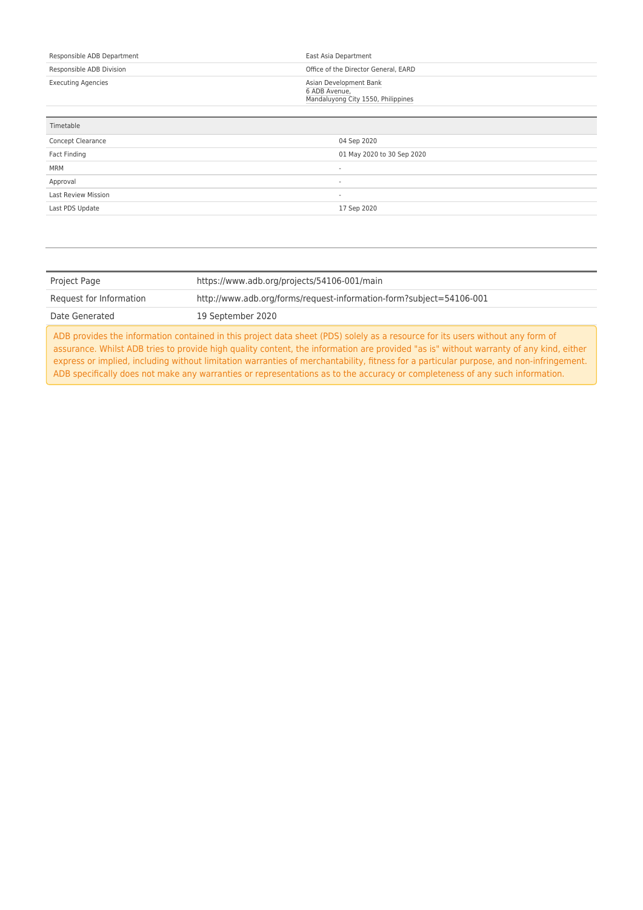| | |
|---|---|
| Responsible ADB Department | East Asia Department |
| Responsible ADB Division | Office of the Director General, EARD |
| Executing Agencies | Asian Development Bank<br>6 ADB Avenue,<br>Mandaluyong City 1550, Philippines |

| Timetable | |
|---|---|
| Concept Clearance | 04 Sep 2020 |
| Fact Finding | 01 May 2020 to 30 Sep 2020 |
| MRM | - |
| Approval | - |
| Last Review Mission | - |
| Last PDS Update | 17 Sep 2020 |

| | |
|---|---|
| Project Page | https://www.adb.org/projects/54106-001/main |
| Request for Information | http://www.adb.org/forms/request-information-form?subject=54106-001 |
| Date Generated | 19 September 2020 |

ADB provides the information contained in this project data sheet (PDS) solely as a resource for its users without any form of assurance. Whilst ADB tries to provide high quality content, the information are provided "as is" without warranty of any kind, either express or implied, including without limitation warranties of merchantability, fitness for a particular purpose, and non-infringement. ADB specifically does not make any warranties or representations as to the accuracy or completeness of any such information.